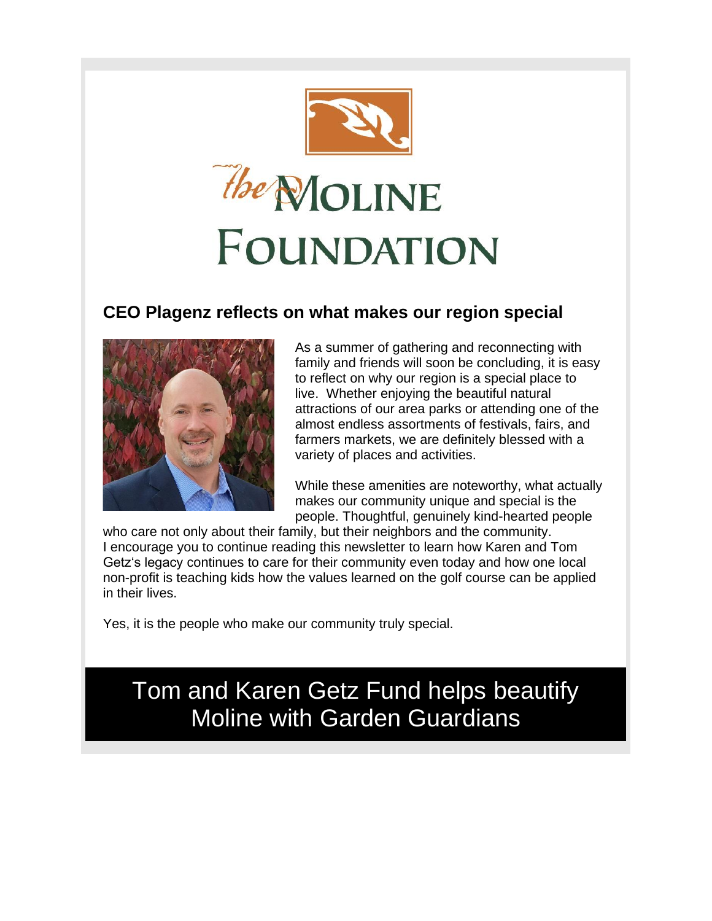# the Moline Foundation

## CEO Plagenz reflects on what makes our region special

As a summer of gathering and reconnecting with family and friends will soon be concluding, it is easy to reflect on why our region is a special place to live. Whether enjoying the beautiful natural attractions of our area parks or attending one of the almost endless assortments of festivals, fairs, and farmers markets, we are definitely blessed with a variety of places and activities.

While these amenities are noteworthy, what actually makes our community unique and special is the people. Thoughtful, genuinely kind-hearted people who care not only about their family, but their neighbors and the community. I encourage you to continue reading this newsletter to learn how Karen and Tom Getz's legacy continues to care for their community even today and how one local non-profit is teaching kids how the values learned on the golf course can be applied in their lives.

Yes, it is the people who make our community truly special.

# Tom and Karen Getz Fund helps beautify Moline with Garden Guardians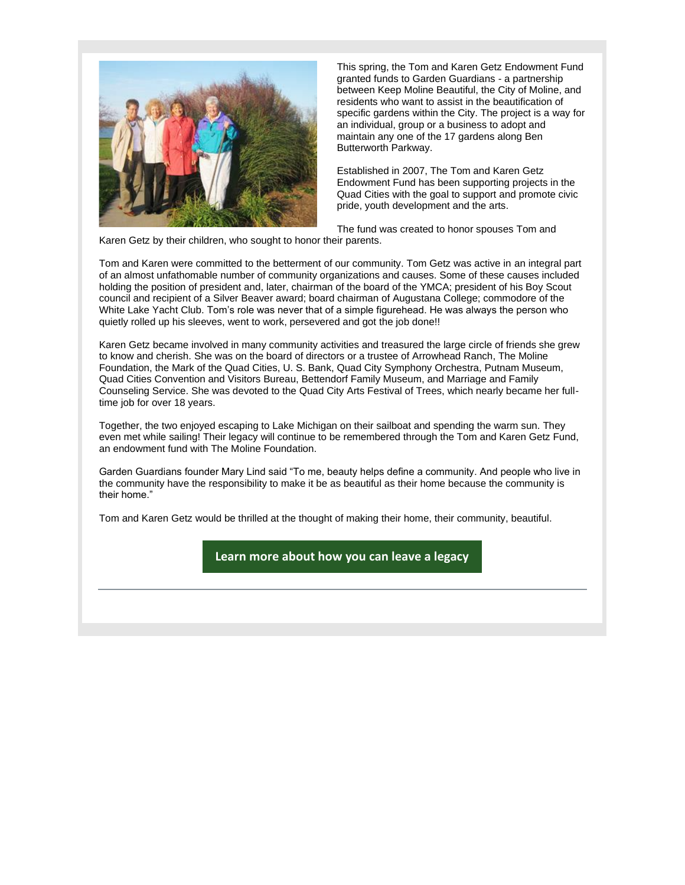This spring, the Tom and Karen Getz Endowment Fund granted funds to Garden Guardians - a partnership between Keep Moline Beautiful, the City of Moline, and residents who want to assist in the beautification of specific gardens within the City. The project is a way for an individual, group or a business to adopt and maintain any one of the 17 gardens along Ben Butterworth Parkway.

Established in 2007, The Tom and Karen Getz Endowment Fund has been supporting projects in the Quad Cities with the goal to support and promote civic pride, youth development and the arts.

The fund was created to honor spouses Tom and Karen Getz by their children, who sought to honor their parents.

Tom and Karen were committed to the betterment of our community. Tom Getz was active in an integral part of an almost unfathomable number of community organizations and causes. Some of these causes included holding the position of president and, later, chairman of the board of the YMCA; president of his Boy Scout council and recipient of a Silver Beaver award; board chairman of Augustana College; commodore of the White Lake Yacht Club. Tom's role was never that of a simple figurehead. He was always the person who quietly rolled up his sleeves, went to work, persevered and got the job done!!

Karen Getz became involved in many community activities and treasured the large circle of friends she grew to know and cherish. She was on the board of directors or a trustee of Arrowhead Ranch, The Moline Foundation, the Mark of the Quad Cities, U. S. Bank, Quad City Symphony Orchestra, Putnam Museum, Quad Cities Convention and Visitors Bureau, Bettendorf Family Museum, and Marriage and Family Counseling Service. She was devoted to the Quad City Arts Festival of Trees, which nearly became her full-time job for over 18 years.

Together, the two enjoyed escaping to Lake Michigan on their sailboat and spending the warm sun. They even met while sailing! Their legacy will continue to be remembered through the Tom and Karen Getz Fund, an endowment fund with The Moline Foundation.

Garden Guardians founder Mary Lind said "To me, beauty helps define a community. And people who live in the community have the responsibility to make it be as beautiful as their home because the community is their home."

Tom and Karen Getz would be thrilled at the thought of making their home, their community, beautiful.

**Learn more about how you can leave a legacy**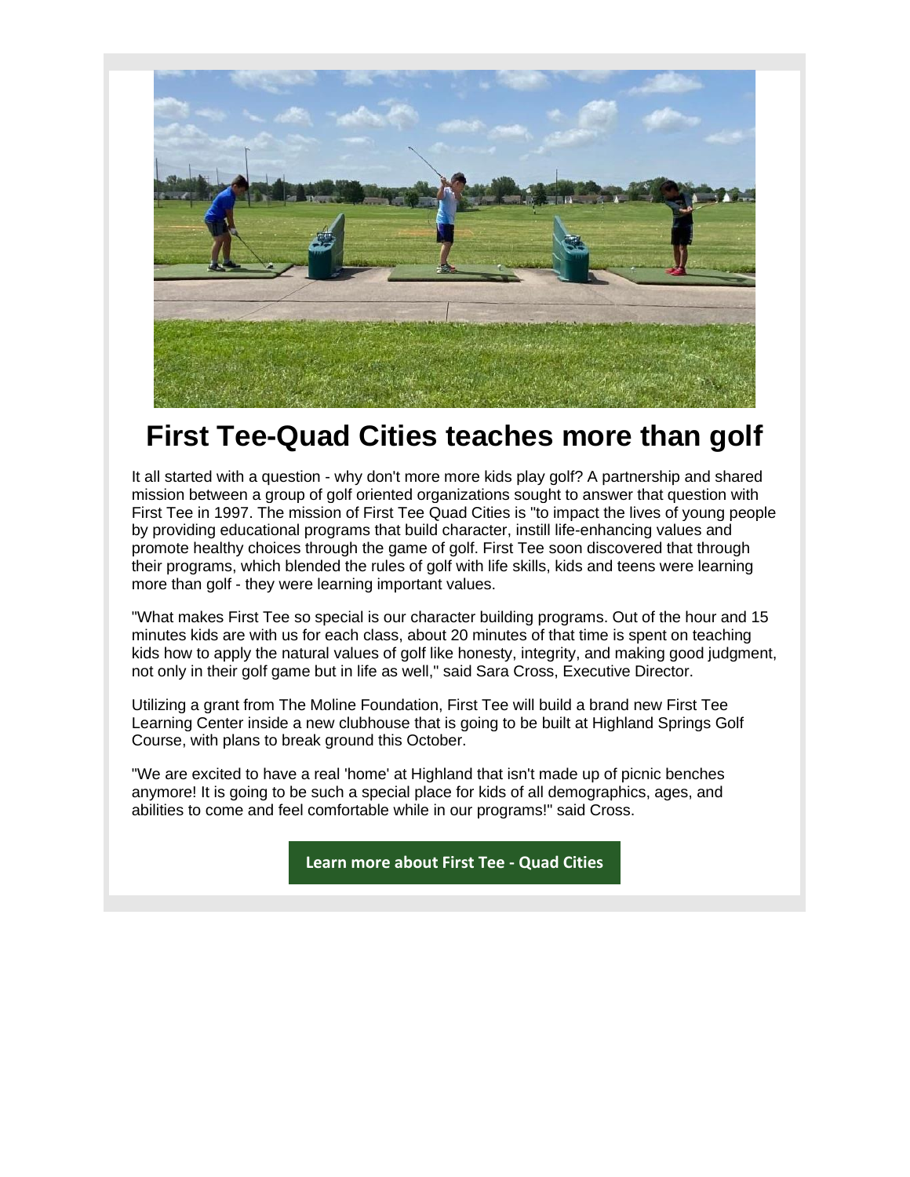# First Tee-Quad Cities teaches more than golf

It all started with a question - why don't more more kids play golf? A partnership and shared mission between a group of golf oriented organizations sought to answer that question with First Tee in 1997. The mission of First Tee Quad Cities is "to impact the lives of young people by providing educational programs that build character, instill life-enhancing values and promote healthy choices through the game of golf. First Tee soon discovered that through their programs, which blended the rules of golf with life skills, kids and teens were learning more than golf - they were learning important values.

"What makes First Tee so special is our character building programs. Out of the hour and 15 minutes kids are with us for each class, about 20 minutes of that time is spent on teaching kids how to apply the natural values of golf like honesty, integrity, and making good judgment, not only in their golf game but in life as well," said Sara Cross, Executive Director.

Utilizing a grant from The Moline Foundation, First Tee will build a brand new First Tee Learning Center inside a new clubhouse that is going to be built at Highland Springs Golf Course, with plans to break ground this October.

"We are excited to have a real 'home' at Highland that isn't made up of picnic benches anymore! It is going to be such a special place for kids of all demographics, ages, and abilities to come and feel comfortable while in our programs!" said Cross.

**Learn more about First Tee - Quad Cities**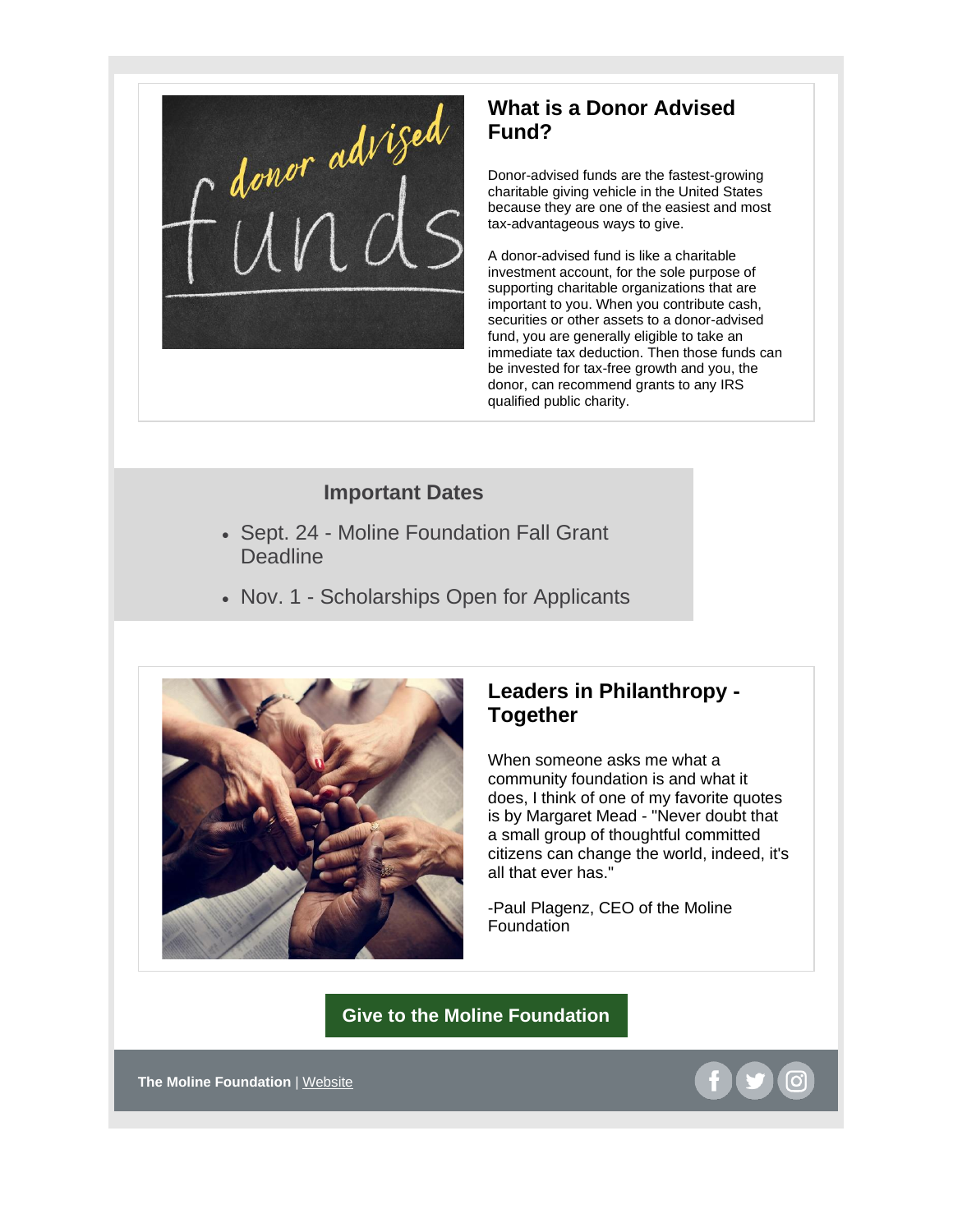## What is a Donor Advised Fund?

Donor-advised funds are the fastest-growing charitable giving vehicle in the United States because they are one of the easiest and most tax-advantageous ways to give.

A donor-advised fund is like a charitable investment account, for the sole purpose of supporting charitable organizations that are important to you. When you contribute cash, securities or other assets to a donor-advised fund, you are generally eligible to take an immediate tax deduction. Then those funds can be invested for tax-free growth and you, the donor, can recommend grants to any IRS qualified public charity.

### Important Dates

- Sept. 24 - Moline Foundation Fall Grant Deadline
- Nov. 1 - Scholarships Open for Applicants

## Leaders in Philanthropy - Together

When someone asks me what a community foundation is and what it does, I think of one of my favorite quotes is by Margaret Mead - "Never doubt that a small group of thoughtful committed citizens can change the world, indeed, it's all that ever has."

-Paul Plagenz, CEO of the Moline Foundation

**Give to the Moline Foundation**

**The Moline Foundation** | Website